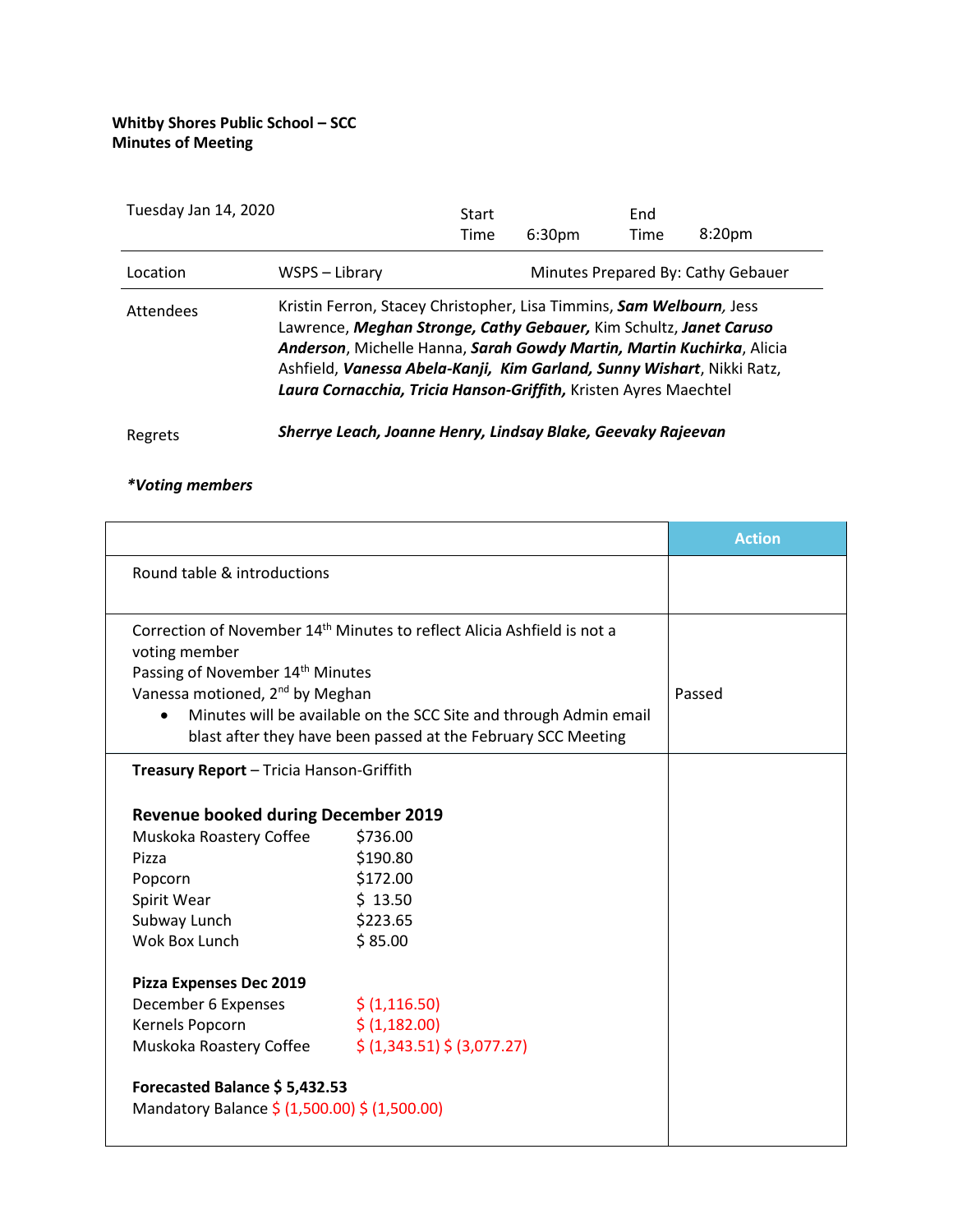**Whitby Shores Public School – SCC**
**Minutes of Meeting**

| Tuesday Jan 14, 2020 | | Start Time | 6:30pm | End Time | 8:20pm |
|---|---|---|---|---|---|
| Location | WSPS – Library | Minutes Prepared By: Cathy Gebauer | | | |
| Attendees | Kristin Ferron, Stacey Christopher, Lisa Timmins, ***Sam Welbourn,*** Jess Lawrence, ***Meghan Stronge, Cathy Gebauer,*** Kim Schultz, ***Janet Caruso Anderson***, Michelle Hanna, ***Sarah Gowdy Martin, Martin Kuchirka***, Alicia Ashfield, ***Vanessa Abela-Kanji, Kim Garland, Sunny Wishart***, Nikki Ratz, ***Laura Cornacchia, Tricia Hanson-Griffith,*** Kristen Ayres Maechtel | | | | |
| Regrets | ***Sherrye Leach, Joanne Henry, Lindsay Blake, Geevaky Rajeevan*** | | | | |

***\*Voting members***

| | Action |
|---|---|
| Round table & introductions | |
| Correction of November 14th Minutes to reflect Alicia Ashfield is not a voting member<br>Passing of November 14th Minutes<br>Vanessa motioned, 2nd by Meghan<br>• Minutes will be available on the SCC Site and through Admin email blast after they have been passed at the February SCC Meeting | Passed |
| **Treasury Report** – Tricia Hanson-Griffith<br><br>**Revenue booked during December 2019**<br>Muskoka Roastery Coffee $736.00<br>Pizza $190.80<br>Popcorn $172.00<br>Spirit Wear $ 13.50<br>Subway Lunch $223.65<br>Wok Box Lunch $ 85.00<br><br>**Pizza Expenses Dec 2019**<br>December 6 Expenses $ (1,116.50)<br>Kernels Popcorn $ (1,182.00)<br>Muskoka Roastery Coffee $ (1,343.51) $ (3,077.27)<br><br>**Forecasted Balance $ 5,432.53**<br>Mandatory Balance $ (1,500.00) $ (1,500.00) | |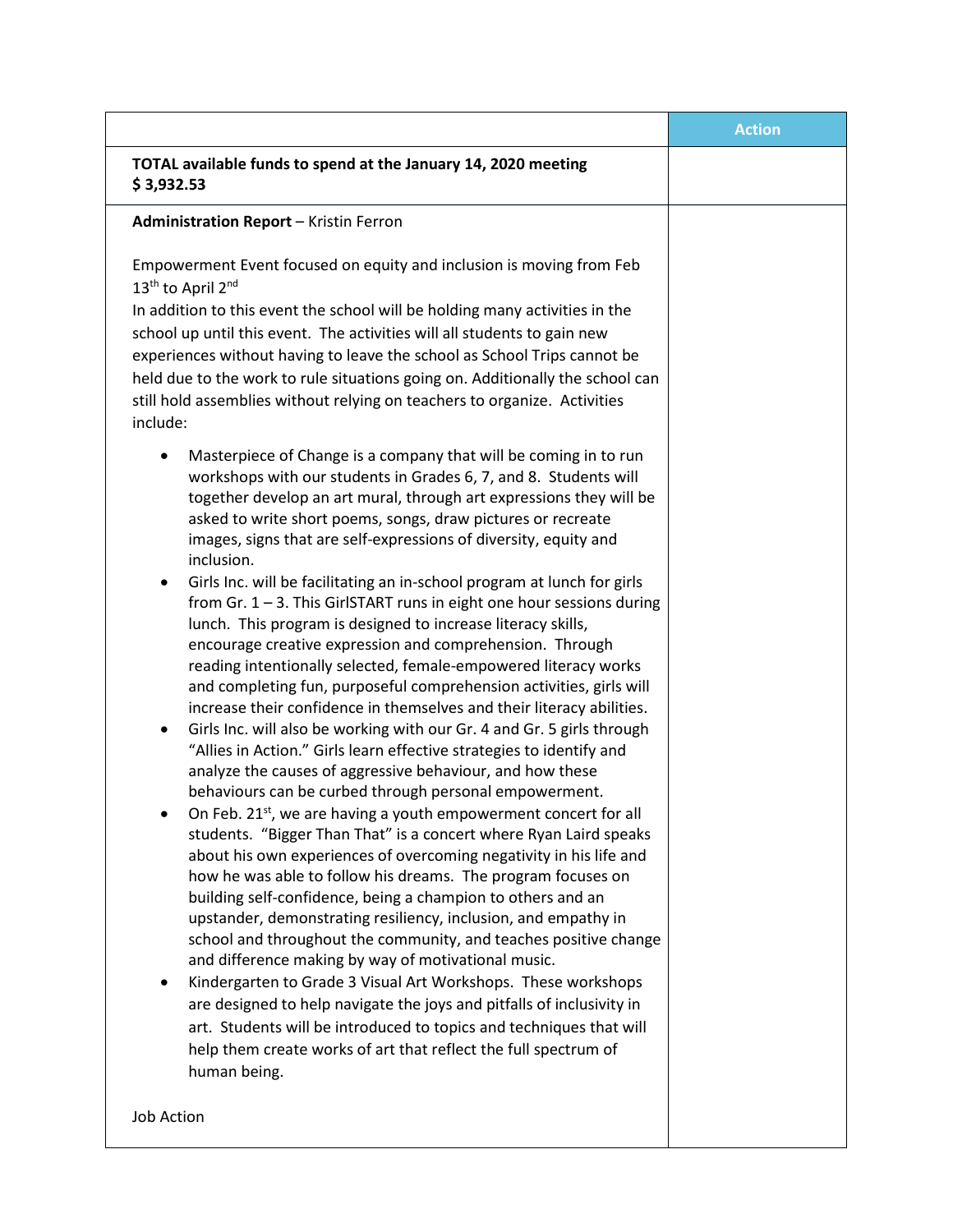| | Action |
|---|---|
| **TOTAL available funds to spend at the January 14, 2020 meeting $ 3,932.53** | |
| **Administration Report** – Kristin Ferron<br><br>Empowerment Event focused on equity and inclusion is moving from Feb 13th to April 2nd<br>In addition to this event the school will be holding many activities in the school up until this event. The activities will all students to gain new experiences without having to leave the school as School Trips cannot be held due to the work to rule situations going on. Additionally the school can still hold assemblies without relying on teachers to organize. Activities include:<br><br>• Masterpiece of Change is a company that will be coming in to run workshops with our students in Grades 6, 7, and 8. Students will together develop an art mural, through art expressions they will be asked to write short poems, songs, draw pictures or recreate images, signs that are self-expressions of diversity, equity and inclusion.<br>• Girls Inc. will be facilitating an in-school program at lunch for girls from Gr. 1 – 3. This GirlSTART runs in eight one hour sessions during lunch. This program is designed to increase literacy skills, encourage creative expression and comprehension. Through reading intentionally selected, female-empowered literacy works and completing fun, purposeful comprehension activities, girls will increase their confidence in themselves and their literacy abilities.<br>• Girls Inc. will also be working with our Gr. 4 and Gr. 5 girls through "Allies in Action." Girls learn effective strategies to identify and analyze the causes of aggressive behaviour, and how these behaviours can be curbed through personal empowerment.<br>• On Feb. 21st, we are having a youth empowerment concert for all students. "Bigger Than That" is a concert where Ryan Laird speaks about his own experiences of overcoming negativity in his life and how he was able to follow his dreams. The program focuses on building self-confidence, being a champion to others and an upstander, demonstrating resiliency, inclusion, and empathy in school and throughout the community, and teaches positive change and difference making by way of motivational music.<br>• Kindergarten to Grade 3 Visual Art Workshops. These workshops are designed to help navigate the joys and pitfalls of inclusivity in art. Students will be introduced to topics and techniques that will help them create works of art that reflect the full spectrum of human being.<br><br>Job Action | |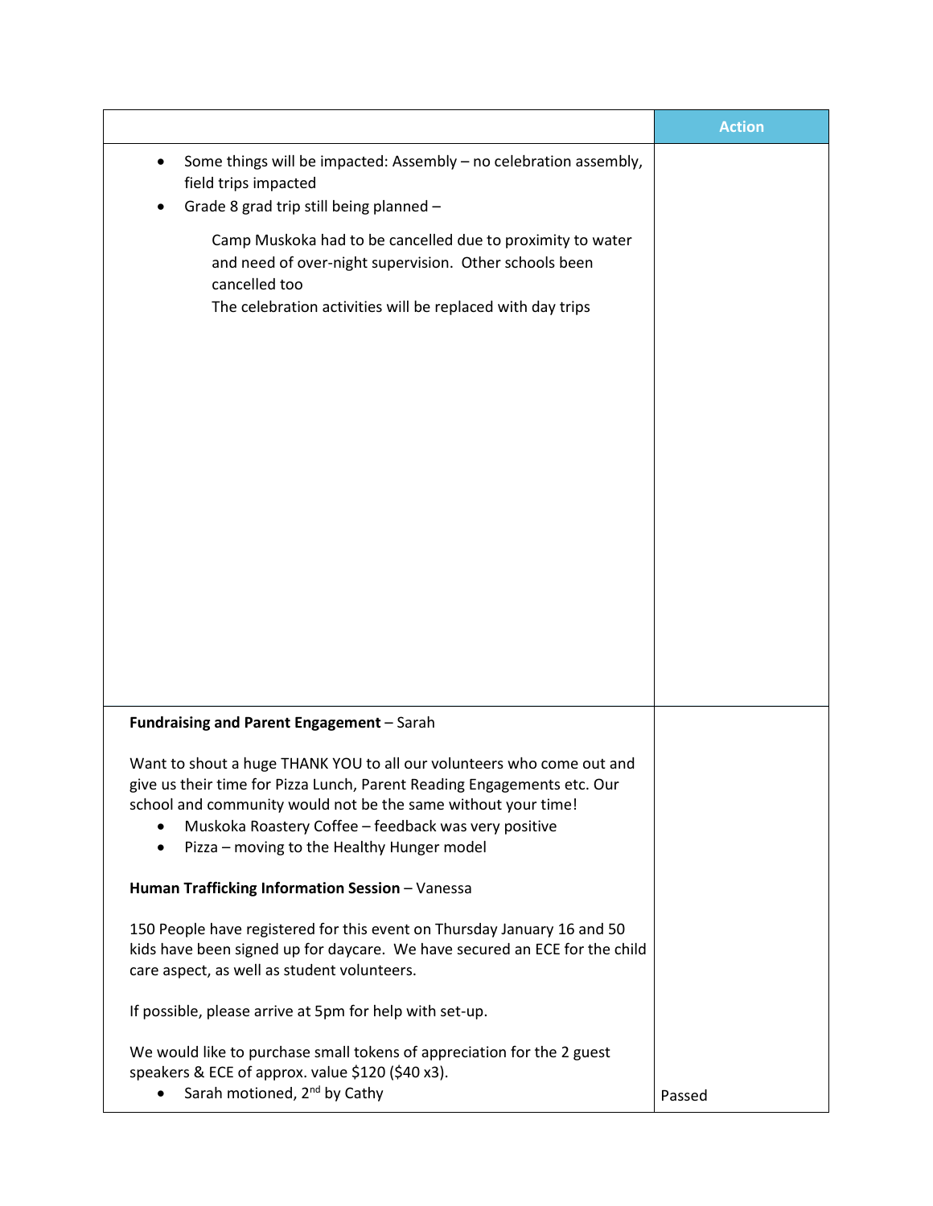| | Action |
|---|---|
| • Some things will be impacted: Assembly – no celebration assembly, field trips impacted<br>• Grade 8 grad trip still being planned –<br><br>Camp Muskoka had to be cancelled due to proximity to water and need of over-night supervision. Other schools been cancelled too<br>The celebration activities will be replaced with day trips | |
| **Fundraising and Parent Engagement** – Sarah<br><br>Want to shout a huge THANK YOU to all our volunteers who come out and give us their time for Pizza Lunch, Parent Reading Engagements etc. Our school and community would not be the same without your time!<br>• Muskoka Roastery Coffee – feedback was very positive<br>• Pizza – moving to the Healthy Hunger model<br><br>**Human Trafficking Information Session** – Vanessa<br><br>150 People have registered for this event on Thursday January 16 and 50 kids have been signed up for daycare. We have secured an ECE for the child care aspect, as well as student volunteers.<br><br>If possible, please arrive at 5pm for help with set-up.<br><br>We would like to purchase small tokens of appreciation for the 2 guest speakers & ECE of approx. value $120 ($40 x3).<br>• Sarah motioned, 2nd by Cathy | Passed |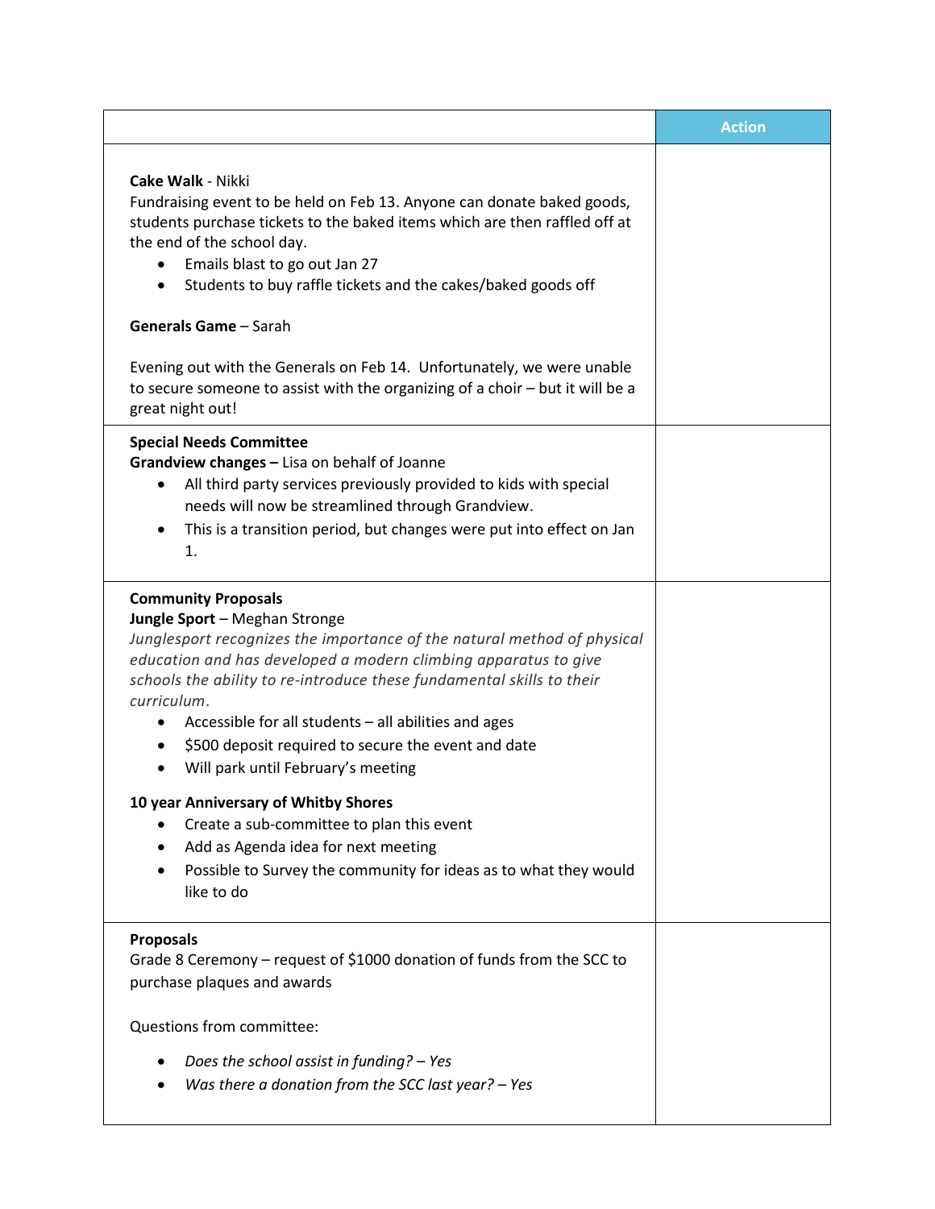| | Action |
|---|---|
| **Cake Walk** - Nikki<br>Fundraising event to be held on Feb 13. Anyone can donate baked goods, students purchase tickets to the baked items which are then raffled off at the end of the school day.<br>• Emails blast to go out Jan 27<br>• Students to buy raffle tickets and the cakes/baked goods off<br><br>**Generals Game** – Sarah<br><br>Evening out with the Generals on Feb 14. Unfortunately, we were unable to secure someone to assist with the organizing of a choir – but it will be a great night out! | |
| **Special Needs Committee**<br>**Grandview changes –** Lisa on behalf of Joanne<br>• All third party services previously provided to kids with special needs will now be streamlined through Grandview.<br>• This is a transition period, but changes were put into effect on Jan 1. | |
| **Community Proposals**<br>**Jungle Sport** – Meghan Stronge<br>*Junglesport recognizes the importance of the natural method of physical education and has developed a modern climbing apparatus to give schools the ability to re-introduce these fundamental skills to their curriculum*.<br>• Accessible for all students – all abilities and ages<br>• $500 deposit required to secure the event and date<br>• Will park until February's meeting<br><br>**10 year Anniversary of Whitby Shores**<br>• Create a sub-committee to plan this event<br>• Add as Agenda idea for next meeting<br>• Possible to Survey the community for ideas as to what they would like to do | |
| **Proposals**<br>Grade 8 Ceremony – request of $1000 donation of funds from the SCC to purchase plaques and awards<br><br>Questions from committee:<br><br>• *Does the school assist in funding? – Yes*<br>• *Was there a donation from the SCC last year? – Yes* | |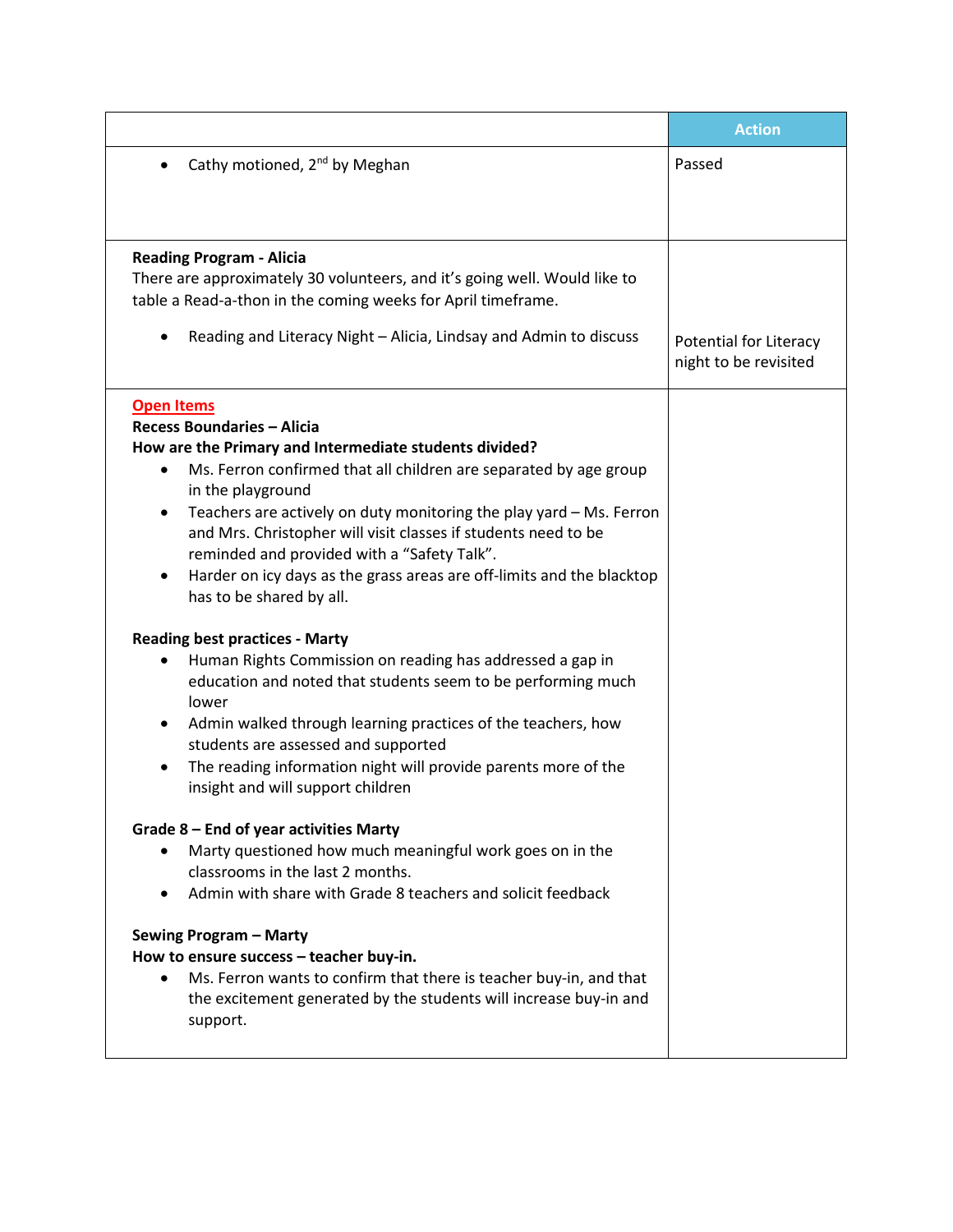| | Action |
|---|---|
| • Cathy motioned, 2nd by Meghan | Passed |
| **Reading Program - Alicia**<br>There are approximately 30 volunteers, and it's going well. Would like to table a Read-a-thon in the coming weeks for April timeframe.<br>• Reading and Literacy Night – Alicia, Lindsay and Admin to discuss | Potential for Literacy night to be revisited |
| **Open Items**<br>**Recess Boundaries – Alicia**<br>**How are the Primary and Intermediate students divided?**<br>• Ms. Ferron confirmed that all children are separated by age group in the playground<br>• Teachers are actively on duty monitoring the play yard – Ms. Ferron and Mrs. Christopher will visit classes if students need to be reminded and provided with a "Safety Talk".<br>• Harder on icy days as the grass areas are off-limits and the blacktop has to be shared by all.<br><br>**Reading best practices - Marty**<br>• Human Rights Commission on reading has addressed a gap in education and noted that students seem to be performing much lower<br>• Admin walked through learning practices of the teachers, how students are assessed and supported<br>• The reading information night will provide parents more of the insight and will support children<br><br>**Grade 8 – End of year activities Marty**<br>• Marty questioned how much meaningful work goes on in the classrooms in the last 2 months.<br>• Admin with share with Grade 8 teachers and solicit feedback<br><br>**Sewing Program – Marty**<br>**How to ensure success – teacher buy-in.**<br>• Ms. Ferron wants to confirm that there is teacher buy-in, and that the excitement generated by the students will increase buy-in and support. | |